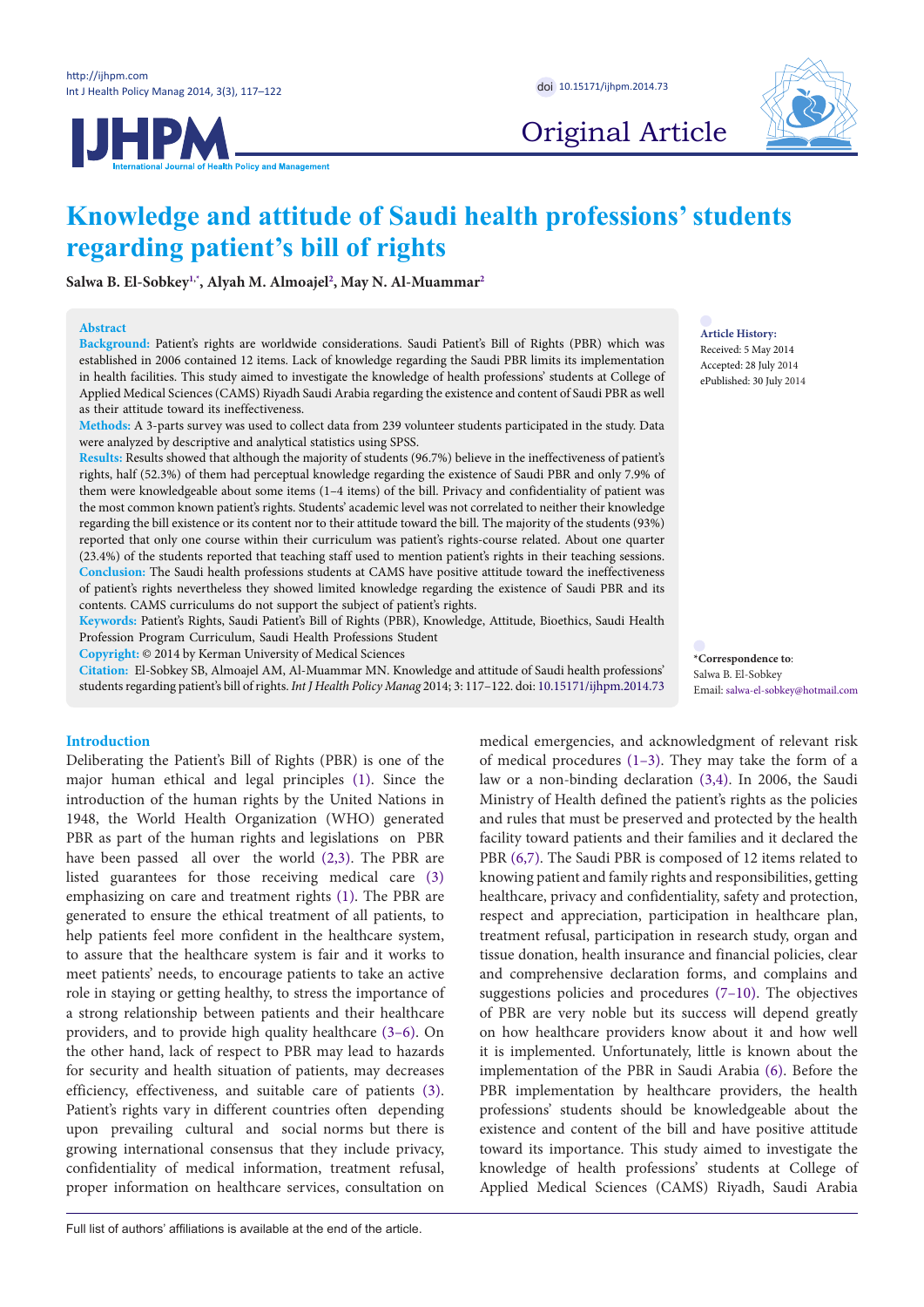Original Article

# Knowledge and attitude of Saudi health professions' students regarding patient's bill of rights

**Salwa B. El-Sobkey[1,*], Alyah M. Almoajel[2], May N. Al-Muammar[2]**

**Abstract**

**Background:** Patient's rights are worldwide considerations. Saudi Patient's Bill of Rights (PBR) which was established in 2006 contained 12 items. Lack of knowledge regarding the Saudi PBR limits its implementation in health facilities. This study aimed to investigate the knowledge of health professions' students at College of Applied Medical Sciences (CAMS) Riyadh Saudi Arabia regarding the existence and content of Saudi PBR as well as their attitude toward its ineffectiveness.

**Methods:** A 3-parts survey was used to collect data from 239 volunteer students participated in the study. Data were analyzed by descriptive and analytical statistics using SPSS.

**Results:** Results showed that although the majority of students (96.7%) believe in the ineffectiveness of patient's rights, half (52.3%) of them had perceptual knowledge regarding the existence of Saudi PBR and only 7.9% of them were knowledgeable about some items (1–4 items) of the bill. Privacy and confidentiality of patient was the most common known patient's rights. Students' academic level was not correlated to neither their knowledge regarding the bill existence or its content nor to their attitude toward the bill. The majority of the students (93%) reported that only one course within their curriculum was patient's rights-course related. About one quarter (23.4%) of the students reported that teaching staff used to mention patient's rights in their teaching sessions.

**Conclusion:** The Saudi health professions students at CAMS have positive attitude toward the ineffectiveness of patient's rights nevertheless they showed limited knowledge regarding the existence of Saudi PBR and its contents. CAMS curriculums do not support the subject of patient's rights.

**Keywords:** Patient's Rights, Saudi Patient's Bill of Rights (PBR), Knowledge, Attitude, Bioethics, Saudi Health Profession Program Curriculum, Saudi Health Professions Student

**Copyright:** © 2014 by Kerman University of Medical Sciences

**Citation:** El-Sobkey SB, Almoajel AM, Al-Muammar MN. Knowledge and attitude of Saudi health professions' students regarding patient's bill of rights. *Int J Health Policy Manag* 2014; 3: 117–122. doi: 10.15171/ijhpm.2014.73

**Article History:**
Received: 5 May 2014
Accepted: 28 July 2014
ePublished: 30 July 2014

**\*Correspondence to**:
Salwa B. El-Sobkey
Email: salwa-el-sobkey@hotmail.com

## Introduction

Deliberating the Patient's Bill of Rights (PBR) is one of the major human ethical and legal principles (1). Since the introduction of the human rights by the United Nations in 1948, the World Health Organization (WHO) generated PBR as part of the human rights and legislations on PBR have been passed all over the world (2,3). The PBR are listed guarantees for those receiving medical care (3) emphasizing on care and treatment rights (1). The PBR are generated to ensure the ethical treatment of all patients, to help patients feel more confident in the healthcare system, to assure that the healthcare system is fair and it works to meet patients' needs, to encourage patients to take an active role in staying or getting healthy, to stress the importance of a strong relationship between patients and their healthcare providers, and to provide high quality healthcare (3–6). On the other hand, lack of respect to PBR may lead to hazards for security and health situation of patients, may decreases efficiency, effectiveness, and suitable care of patients (3). Patient's rights vary in different countries often depending upon prevailing cultural and social norms but there is growing international consensus that they include privacy, confidentiality of medical information, treatment refusal, proper information on healthcare services, consultation on medical emergencies, and acknowledgment of relevant risk of medical procedures (1–3). They may take the form of a law or a non-binding declaration (3,4). In 2006, the Saudi Ministry of Health defined the patient's rights as the policies and rules that must be preserved and protected by the health facility toward patients and their families and it declared the PBR (6,7). The Saudi PBR is composed of 12 items related to knowing patient and family rights and responsibilities, getting healthcare, privacy and confidentiality, safety and protection, respect and appreciation, participation in healthcare plan, treatment refusal, participation in research study, organ and tissue donation, health insurance and financial policies, clear and comprehensive declaration forms, and complains and suggestions policies and procedures (7–10). The objectives of PBR are very noble but its success will depend greatly on how healthcare providers know about it and how well it is implemented. Unfortunately, little is known about the implementation of the PBR in Saudi Arabia (6). Before the PBR implementation by healthcare providers, the health professions' students should be knowledgeable about the existence and content of the bill and have positive attitude toward its importance. This study aimed to investigate the knowledge of health professions' students at College of Applied Medical Sciences (CAMS) Riyadh, Saudi Arabia

Full list of authors' affiliations is available at the end of the article.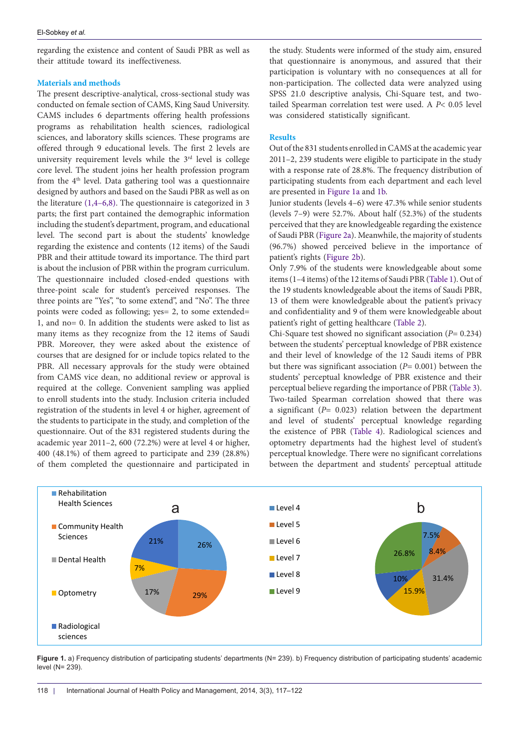regarding the existence and content of Saudi PBR as well as their attitude toward its ineffectiveness.

## Materials and methods

The present descriptive-analytical, cross-sectional study was conducted on female section of CAMS, King Saud University. CAMS includes 6 departments offering health professions programs as rehabilitation health sciences, radiological sciences, and laboratory skills sciences. These programs are offered through 9 educational levels. The first 2 levels are university requirement levels while the 3rd level is college core level. The student joins her health profession program from the 4th level. Data gathering tool was a questionnaire designed by authors and based on the Saudi PBR as well as on the literature (1,4–6,8). The questionnaire is categorized in 3 parts; the first part contained the demographic information including the student's department, program, and educational level. The second part is about the students' knowledge regarding the existence and contents (12 items) of the Saudi PBR and their attitude toward its importance. The third part is about the inclusion of PBR within the program curriculum. The questionnaire included closed-ended questions with three-point scale for student's perceived responses. The three points are "Yes", "to some extend", and "No". The three points were coded as following; yes= 2, to some extended= 1, and no= 0. In addition the students were asked to list as many items as they recognize from the 12 items of Saudi PBR. Moreover, they were asked about the existence of courses that are designed for or include topics related to the PBR. All necessary approvals for the study were obtained from CAMS vice dean, no additional review or approval is required at the college. Convenient sampling was applied to enroll students into the study. Inclusion criteria included registration of the students in level 4 or higher, agreement of the students to participate in the study, and completion of the questionnaire. Out of the 831 registered students during the academic year 2011–2, 600 (72.2%) were at level 4 or higher, 400 (48.1%) of them agreed to participate and 239 (28.8%) of them completed the questionnaire and participated in the study. Students were informed of the study aim, ensured that questionnaire is anonymous, and assured that their participation is voluntary with no consequences at all for non-participation. The collected data were analyzed using SPSS 21.0 descriptive analysis, Chi-Square test, and two-tailed Spearman correlation test were used. A $P < 0.05$ level was considered statistically significant.

## Results

Out of the 831 students enrolled in CAMS at the academic year 2011–2, 239 students were eligible to participate in the study with a response rate of 28.8%. The frequency distribution of participating students from each department and each level are presented in Figure 1a and 1b.

Junior students (levels 4–6) were 47.3% while senior students (levels 7–9) were 52.7%. About half (52.3%) of the students perceived that they are knowledgeable regarding the existence of Saudi PBR (Figure 2a). Meanwhile, the majority of students (96.7%) showed perceived believe in the importance of patient's rights (Figure 2b).

Only 7.9% of the students were knowledgeable about some items (1–4 items) of the 12 items of Saudi PBR (Table 1). Out of the 19 students knowledgeable about the items of Saudi PBR, 13 of them were knowledgeable about the patient's privacy and confidentiality and 9 of them were knowledgeable about patient's right of getting healthcare (Table 2).

Chi-Square test showed no significant association ($P= 0.234$) between the students' perceptual knowledge of PBR existence and their level of knowledge of the 12 Saudi items of PBR but there was significant association ($P= 0.001$) between the students' perceptual knowledge of PBR existence and their perceptual believe regarding the importance of PBR (Table 3).

Two-tailed Spearman correlation showed that there was a significant ($P= 0.023$) relation between the department and level of students' perceptual knowledge regarding the existence of PBR (Table 4). Radiological sciences and optometry departments had the highest level of student's perceptual knowledge. There were no significant correlations between the department and students' perceptual attitude

**Figure 1.** a) Frequency distribution of participating students' departments (N= 239). b) Frequency distribution of participating students' academic level (N= 239).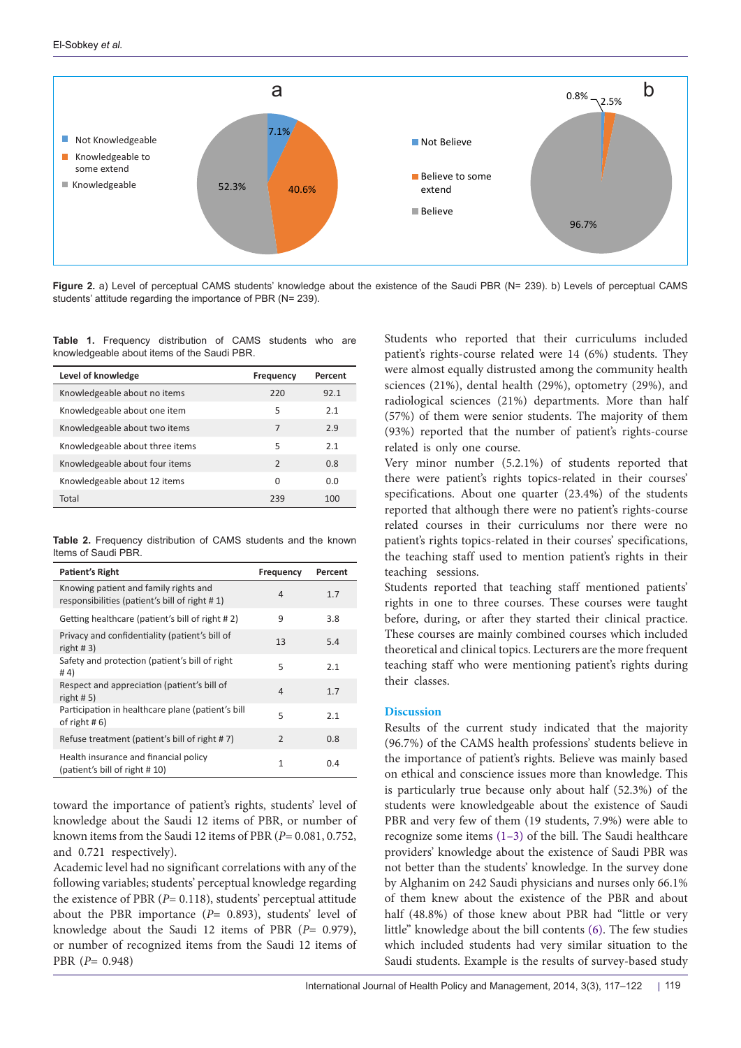Figure 2. a) Level of perceptual CAMS students' knowledge about the existence of the Saudi PBR (N= 239). b) Levels of perceptual CAMS students' attitude regarding the importance of PBR (N= 239).

**Table 1.** Frequency distribution of CAMS students who are knowledgeable about items of the Saudi PBR.

| Level of knowledge | Frequency | Percent |
|---|---|---|
| Knowledgeable about no items | 220 | 92.1 |
| Knowledgeable about one item | 5 | 2.1 |
| Knowledgeable about two items | 7 | 2.9 |
| Knowledgeable about three items | 5 | 2.1 |
| Knowledgeable about four items | 2 | 0.8 |
| Knowledgeable about 12 items | 0 | 0.0 |
| Total | 239 | 100 |

**Table 2.** Frequency distribution of CAMS students and the known Items of Saudi PBR.

| Patient's Right | Frequency | Percent |
|---|---|---|
| Knowing patient and family rights and responsibilities (patient's bill of right # 1) | 4 | 1.7 |
| Getting healthcare (patient's bill of right # 2) | 9 | 3.8 |
| Privacy and confidentiality (patient's bill of right # 3) | 13 | 5.4 |
| Safety and protection (patient's bill of right # 4) | 5 | 2.1 |
| Respect and appreciation (patient's bill of right # 5) | 4 | 1.7 |
| Participation in healthcare plane (patient's bill of right # 6) | 5 | 2.1 |
| Refuse treatment (patient's bill of right # 7) | 2 | 0.8 |
| Health insurance and financial policy (patient's bill of right # 10) | 1 | 0.4 |

toward the importance of patient's rights, students' level of knowledge about the Saudi 12 items of PBR, or number of known items from the Saudi 12 items of PBR ($P$= 0.081, 0.752, and 0.721 respectively).

Academic level had no significant correlations with any of the following variables; students' perceptual knowledge regarding the existence of PBR ($P$= 0.118), students' perceptual attitude about the PBR importance ($P$= 0.893), students' level of knowledge about the Saudi 12 items of PBR ($P$= 0.979), or number of recognized items from the Saudi 12 items of PBR ($P$= 0.948)

Students who reported that their curriculums included patient's rights-course related were 14 (6%) students. They were almost equally distrusted among the community health sciences (21%), dental health (29%), optometry (29%), and radiological sciences (21%) departments. More than half (57%) of them were senior students. The majority of them (93%) reported that the number of patient's rights-course related is only one course.

Very minor number (5.2.1%) of students reported that there were patient's rights topics-related in their courses' specifications. About one quarter (23.4%) of the students reported that although there were no patient's rights-course related courses in their curriculums nor there were no patient's rights topics-related in their courses' specifications, the teaching staff used to mention patient's rights in their teaching sessions.

Students reported that teaching staff mentioned patients' rights in one to three courses. These courses were taught before, during, or after they started their clinical practice. These courses are mainly combined courses which included theoretical and clinical topics. Lecturers are the more frequent teaching staff who were mentioning patient's rights during their classes.

## Discussion

Results of the current study indicated that the majority (96.7%) of the CAMS health professions' students believe in the importance of patient's rights. Believe was mainly based on ethical and conscience issues more than knowledge. This is particularly true because only about half (52.3%) of the students were knowledgeable about the existence of Saudi PBR and very few of them (19 students, 7.9%) were able to recognize some items (1–3) of the bill. The Saudi healthcare providers' knowledge about the existence of Saudi PBR was not better than the students' knowledge. In the survey done by Alghanim on 242 Saudi physicians and nurses only 66.1% of them knew about the existence of the PBR and about half (48.8%) of those knew about PBR had "little or very little" knowledge about the bill contents (6). The few studies which included students had very similar situation to the Saudi students. Example is the results of survey-based study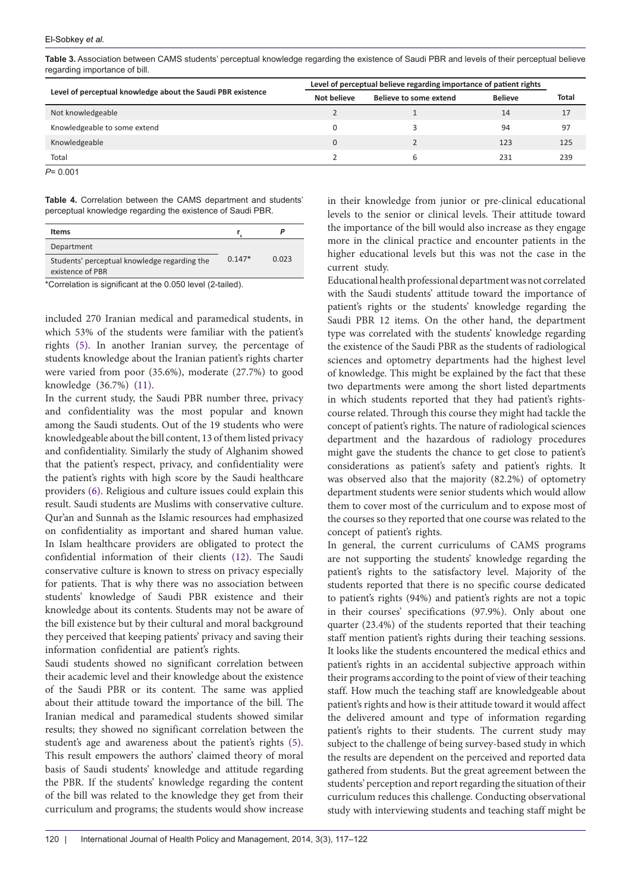**Table 3.** Association between CAMS students' perceptual knowledge regarding the existence of Saudi PBR and levels of their perceptual believe regarding importance of bill.

| Level of perceptual knowledge about the Saudi PBR existence | Level of perceptual believe regarding importance of patient rights | | | |
|---|---|---|---|---|
| | Not believe | Believe to some extend | Believe | Total |
| Not knowledgeable | 2 | 1 | 14 | 17 |
| Knowledgeable to some extend | 0 | 3 | 94 | 97 |
| Knowledgeable | 0 | 2 | 123 | 125 |
| Total | 2 | 6 | 231 | 239 |

$P$= 0.001

**Table 4.** Correlation between the CAMS department and students' perceptual knowledge regarding the existence of Saudi PBR.

| Items | $r_s$ | $P$ |
|---|---|---|
| Department | | |
| Students' perceptual knowledge regarding the existence of PBR | 0.147* | 0.023 |

*Correlation is significant at the 0.050 level (2-tailed).

included 270 Iranian medical and paramedical students, in which 53% of the students were familiar with the patient's rights (5). In another Iranian survey, the percentage of students knowledge about the Iranian patient's rights charter were varied from poor (35.6%), moderate (27.7%) to good knowledge (36.7%) (11).

In the current study, the Saudi PBR number three, privacy and confidentiality was the most popular and known among the Saudi students. Out of the 19 students who were knowledgeable about the bill content, 13 of them listed privacy and confidentiality. Similarly the study of Alghanim showed that the patient's respect, privacy, and confidentiality were the patient's rights with high score by the Saudi healthcare providers (6). Religious and culture issues could explain this result. Saudi students are Muslims with conservative culture. Qur'an and Sunnah as the Islamic resources had emphasized on confidentiality as important and shared human value. In Islam healthcare providers are obligated to protect the confidential information of their clients (12). The Saudi conservative culture is known to stress on privacy especially for patients. That is why there was no association between students' knowledge of Saudi PBR existence and their knowledge about its contents. Students may not be aware of the bill existence but by their cultural and moral background they perceived that keeping patients' privacy and saving their information confidential are patient's rights.

Saudi students showed no significant correlation between their academic level and their knowledge about the existence of the Saudi PBR or its content. The same was applied about their attitude toward the importance of the bill. The Iranian medical and paramedical students showed similar results; they showed no significant correlation between the student's age and awareness about the patient's rights (5). This result empowers the authors' claimed theory of moral basis of Saudi students' knowledge and attitude regarding the PBR. If the students' knowledge regarding the content of the bill was related to the knowledge they get from their curriculum and programs; the students would show increase in their knowledge from junior or pre-clinical educational levels to the senior or clinical levels. Their attitude toward the importance of the bill would also increase as they engage more in the clinical practice and encounter patients in the higher educational levels but this was not the case in the current study.

Educational health professional department was not correlated with the Saudi students' attitude toward the importance of patient's rights or the students' knowledge regarding the Saudi PBR 12 items. On the other hand, the department type was correlated with the students' knowledge regarding the existence of the Saudi PBR as the students of radiological sciences and optometry departments had the highest level of knowledge. This might be explained by the fact that these two departments were among the short listed departments in which students reported that they had patient's rights-course related. Through this course they might had tackle the concept of patient's rights. The nature of radiological sciences department and the hazardous of radiology procedures might gave the students the chance to get close to patient's considerations as patient's safety and patient's rights. It was observed also that the majority (82.2%) of optometry department students were senior students which would allow them to cover most of the curriculum and to expose most of the courses so they reported that one course was related to the concept of patient's rights.

In general, the current curriculums of CAMS programs are not supporting the students' knowledge regarding the patient's rights to the satisfactory level. Majority of the students reported that there is no specific course dedicated to patient's rights (94%) and patient's rights are not a topic in their courses' specifications (97.9%). Only about one quarter (23.4%) of the students reported that their teaching staff mention patient's rights during their teaching sessions. It looks like the students encountered the medical ethics and patient's rights in an accidental subjective approach within their programs according to the point of view of their teaching staff. How much the teaching staff are knowledgeable about patient's rights and how is their attitude toward it would affect the delivered amount and type of information regarding patient's rights to their students. The current study may subject to the challenge of being survey-based study in which the results are dependent on the perceived and reported data gathered from students. But the great agreement between the students' perception and report regarding the situation of their curriculum reduces this challenge. Conducting observational study with interviewing students and teaching staff might be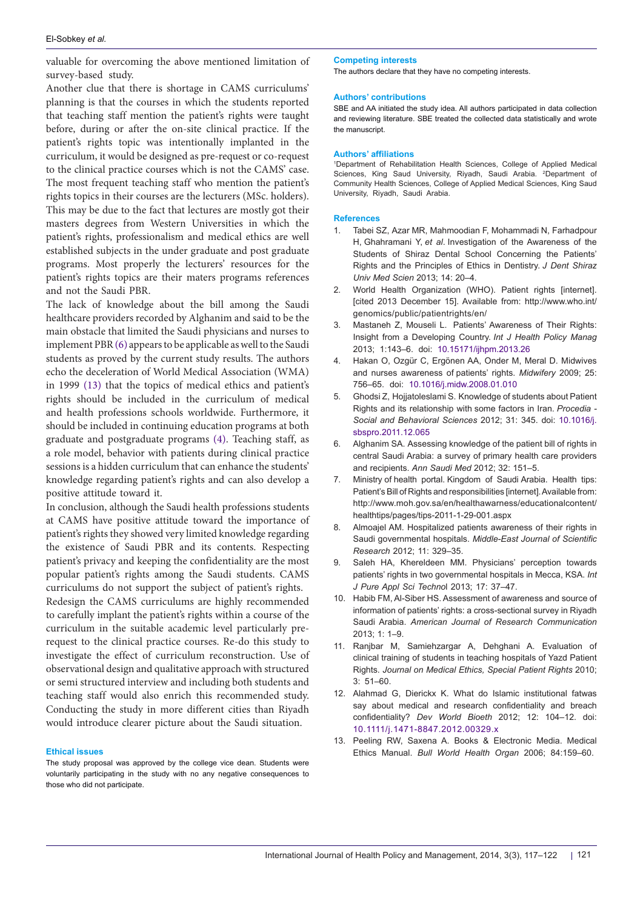valuable for overcoming the above mentioned limitation of survey-based study.

Another clue that there is shortage in CAMS curriculums' planning is that the courses in which the students reported that teaching staff mention the patient's rights were taught before, during or after the on-site clinical practice. If the patient's rights topic was intentionally implanted in the curriculum, it would be designed as pre-request or co-request to the clinical practice courses which is not the CAMS' case. The most frequent teaching staff who mention the patient's rights topics in their courses are the lecturers (MSc. holders). This may be due to the fact that lectures are mostly got their masters degrees from Western Universities in which the patient's rights, professionalism and medical ethics are well established subjects in the under graduate and post graduate programs. Most properly the lecturers' resources for the patient's rights topics are their maters programs references and not the Saudi PBR.

The lack of knowledge about the bill among the Saudi healthcare providers recorded by Alghanim and said to be the main obstacle that limited the Saudi physicians and nurses to implement PBR (6) appears to be applicable as well to the Saudi students as proved by the current study results. The authors echo the deceleration of World Medical Association (WMA) in 1999 (13) that the topics of medical ethics and patient's rights should be included in the curriculum of medical and health professions schools worldwide. Furthermore, it should be included in continuing education programs at both graduate and postgraduate programs (4). Teaching staff, as a role model, behavior with patients during clinical practice sessions is a hidden curriculum that can enhance the students' knowledge regarding patient's rights and can also develop a positive attitude toward it.

In conclusion, although the Saudi health professions students at CAMS have positive attitude toward the importance of patient's rights they showed very limited knowledge regarding the existence of Saudi PBR and its contents. Respecting patient's privacy and keeping the confidentiality are the most popular patient's rights among the Saudi students. CAMS curriculums do not support the subject of patient's rights.

Redesign the CAMS curriculums are highly recommended to carefully implant the patient's rights within a course of the curriculum in the suitable academic level particularly pre-request to the clinical practice courses. Re-do this study to investigate the effect of curriculum reconstruction. Use of observational design and qualitative approach with structured or semi structured interview and including both students and teaching staff would also enrich this recommended study. Conducting the study in more different cities than Riyadh would introduce clearer picture about the Saudi situation.

#### Ethical issues

The study proposal was approved by the college vice dean. Students were voluntarily participating in the study with no any negative consequences to those who did not participate.

#### Competing interests

The authors declare that they have no competing interests.

#### Authors' contributions

SBE and AA initiated the study idea. All authors participated in data collection and reviewing literature. SBE treated the collected data statistically and wrote the manuscript.

#### Authors' affiliations

[1]Department of Rehabilitation Health Sciences, College of Applied Medical Sciences, King Saud University, Riyadh, Saudi Arabia. [2]Department of Community Health Sciences, College of Applied Medical Sciences, King Saud University, Riyadh, Saudi Arabia.

#### References

1. Tabei SZ, Azar MR, Mahmoodian F, Mohammadi N, Farhadpour H, Ghahramani Y, *et al*. Investigation of the Awareness of the Students of Shiraz Dental School Concerning the Patients' Rights and the Principles of Ethics in Dentistry. *J Dent Shiraz Univ Med Scien* 2013; 14: 20–4.
2. World Health Organization (WHO). Patient rights [internet]. [cited 2013 December 15]. Available from: http://www.who.int/genomics/public/patientrights/en/
3. Mastaneh Z, Mouseli L. Patients' Awareness of Their Rights: Insight from a Developing Country. *Int J Health Policy Manag* 2013; 1:143–6. doi: 10.15171/ijhpm.2013.26
4. Hakan O, Ozgür C, Ergönen AA, Onder M, Meral D. Midwives and nurses awareness of patients' rights. *Midwifery* 2009; 25: 756–65. doi: 10.1016/j.midw.2008.01.010
5. Ghodsi Z, Hojjatoleslami S. Knowledge of students about Patient Rights and its relationship with some factors in Iran. *Procedia - Social and Behavioral Sciences* 2012; 31: 345. doi: 10.1016/j.sbspro.2011.12.065
6. Alghanim SA. Assessing knowledge of the patient bill of rights in central Saudi Arabia: a survey of primary health care providers and recipients. *Ann Saudi Med* 2012; 32: 151–5.
7. Ministry of Health portal. Kingdom of Saudi Arabia. Health tips: Patient's Bill of Rights and responsibilities [internet]. Available from: http://www.moh.gov.sa/en/healthawarness/educationalcontent/healthtips/pages/tips-2011-1-29-001.aspx
8. Almoajel AM. Hospitalized patients awareness of their rights in Saudi governmental hospitals. *Middle-East Journal of Scientific Research* 2012; 11: 329–35.
9. Saleh HA, Khereldeen MM. Physicians' perception towards patients' rights in two governmental hospitals in Mecca, KSA. *Int J Pure Appl Sci Techno*l 2013; 17: 37–47.
10. Habib FM, Al-Siber HS. Assessment of awareness and source of information of patients' rights: a cross-sectional survey in Riyadh Saudi Arabia. *American Journal of Research Communication* 2013; 1: 1–9.
11. Ranjbar M, Samiehzargar A, Dehghani A. Evaluation of clinical training of students in teaching hospitals of Yazd Patient Rights. *Journal on Medical Ethics, Special Patient Rights* 2010; 3: 51–60.
12. Alahmad G, Dierickx K. What do Islamic institutional fatwas say about medical and research confidentiality and breach confidentiality? *Dev World Bioeth* 2012; 12: 104–12. doi: 10.1111/j.1471-8847.2012.00329.x
13. Peeling RW, Saxena A. Books & Electronic Media. Medical Ethics Manual. *Bull World Health Organ* 2006; 84:159–60.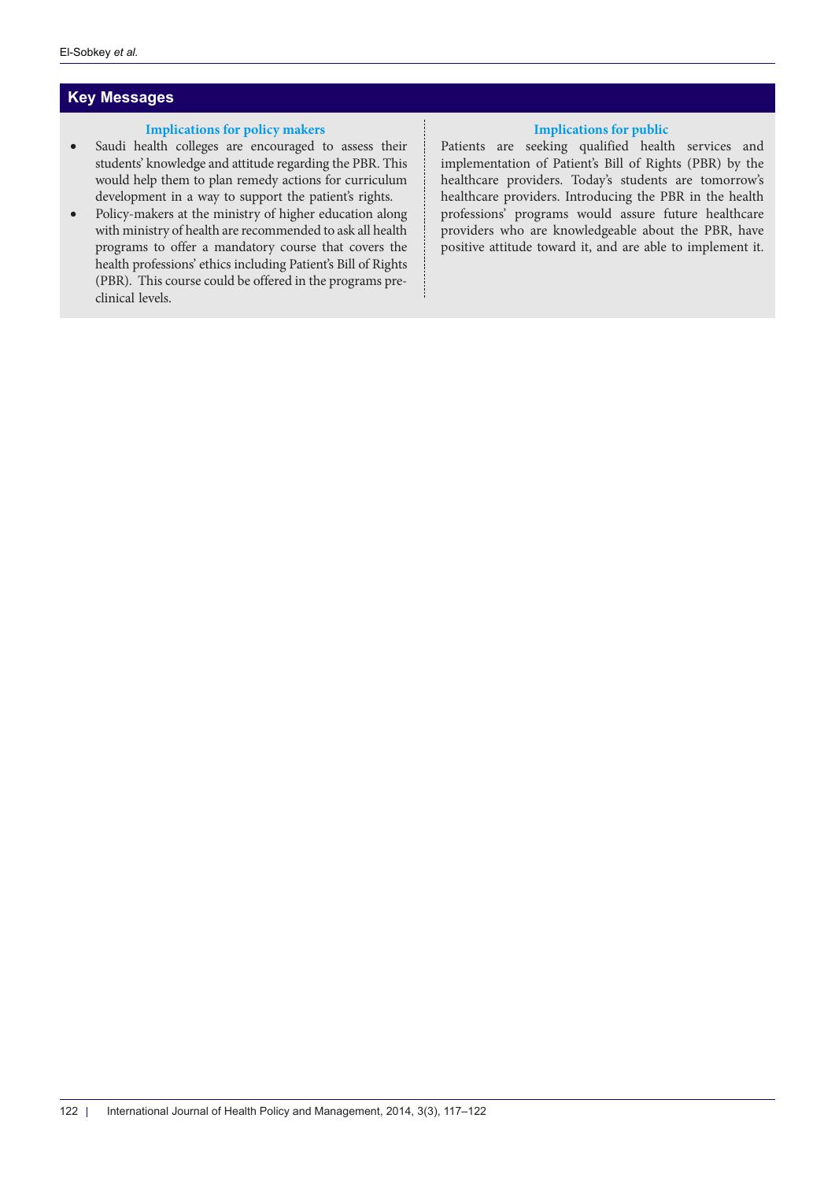## Key Messages

### Implications for policy makers

- Saudi health colleges are encouraged to assess their students' knowledge and attitude regarding the PBR. This would help them to plan remedy actions for curriculum development in a way to support the patient's rights.
- Policy-makers at the ministry of higher education along with ministry of health are recommended to ask all health programs to offer a mandatory course that covers the health professions' ethics including Patient's Bill of Rights (PBR). This course could be offered in the programs pre-clinical levels.

### Implications for public

Patients are seeking qualified health services and implementation of Patient's Bill of Rights (PBR) by the healthcare providers. Today's students are tomorrow's healthcare providers. Introducing the PBR in the health professions' programs would assure future healthcare providers who are knowledgeable about the PBR, have positive attitude toward it, and are able to implement it.